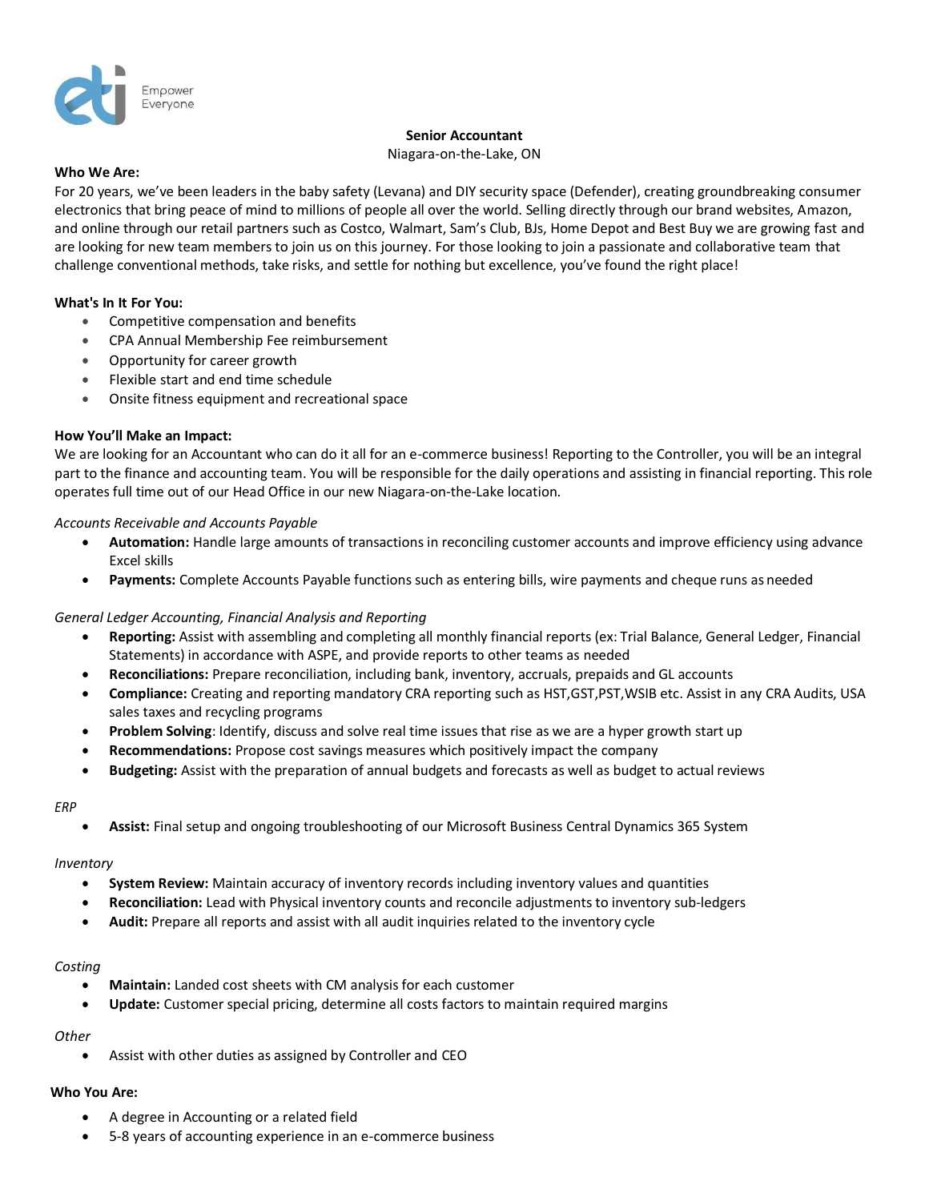Empower Everyone

# Senior Accountant

Niagara-on-the-Lake, ON

**Who We Are:**

For 20 years, we've been leaders in the baby safety (Levana) and DIY security space (Defender), creating groundbreaking consumer electronics that bring peace of mind to millions of people all over the world. Selling directly through our brand websites, Amazon, and online through our retail partners such as Costco, Walmart, Sam's Club, BJs, Home Depot and Best Buy we are growing fast and are looking for new team members to join us on this journey. For those looking to join a passionate and collaborative team that challenge conventional methods, take risks, and settle for nothing but excellence, you've found the right place!

**What's In It For You:**

- Competitive compensation and benefits
- CPA Annual Membership Fee reimbursement
- Opportunity for career growth
- Flexible start and end time schedule
- Onsite fitness equipment and recreational space

**How You'll Make an Impact:**

We are looking for an Accountant who can do it all for an e-commerce business! Reporting to the Controller, you will be an integral part to the finance and accounting team. You will be responsible for the daily operations and assisting in financial reporting. This role operates full time out of our Head Office in our new Niagara-on-the-Lake location.

*Accounts Receivable and Accounts Payable*

- **Automation:** Handle large amounts of transactions in reconciling customer accounts and improve efficiency using advance Excel skills
- **Payments:** Complete Accounts Payable functions such as entering bills, wire payments and cheque runs as needed

*General Ledger Accounting, Financial Analysis and Reporting*

- **Reporting:** Assist with assembling and completing all monthly financial reports (ex: Trial Balance, General Ledger, Financial Statements) in accordance with ASPE, and provide reports to other teams as needed
- **Reconciliations:** Prepare reconciliation, including bank, inventory, accruals, prepaids and GL accounts
- **Compliance:** Creating and reporting mandatory CRA reporting such as HST,GST,PST,WSIB etc. Assist in any CRA Audits, USA sales taxes and recycling programs
- **Problem Solving**: Identify, discuss and solve real time issues that rise as we are a hyper growth start up
- **Recommendations:** Propose cost savings measures which positively impact the company
- **Budgeting:** Assist with the preparation of annual budgets and forecasts as well as budget to actual reviews

*ERP*

- **Assist:** Final setup and ongoing troubleshooting of our Microsoft Business Central Dynamics 365 System

*Inventory*

- **System Review:** Maintain accuracy of inventory records including inventory values and quantities
- **Reconciliation:** Lead with Physical inventory counts and reconcile adjustments to inventory sub-ledgers
- **Audit:** Prepare all reports and assist with all audit inquiries related to the inventory cycle

*Costing*

- **Maintain:** Landed cost sheets with CM analysis for each customer
- **Update:** Customer special pricing, determine all costs factors to maintain required margins

*Other*

- Assist with other duties as assigned by Controller and CEO

**Who You Are:**

- A degree in Accounting or a related field
- 5-8 years of accounting experience in an e-commerce business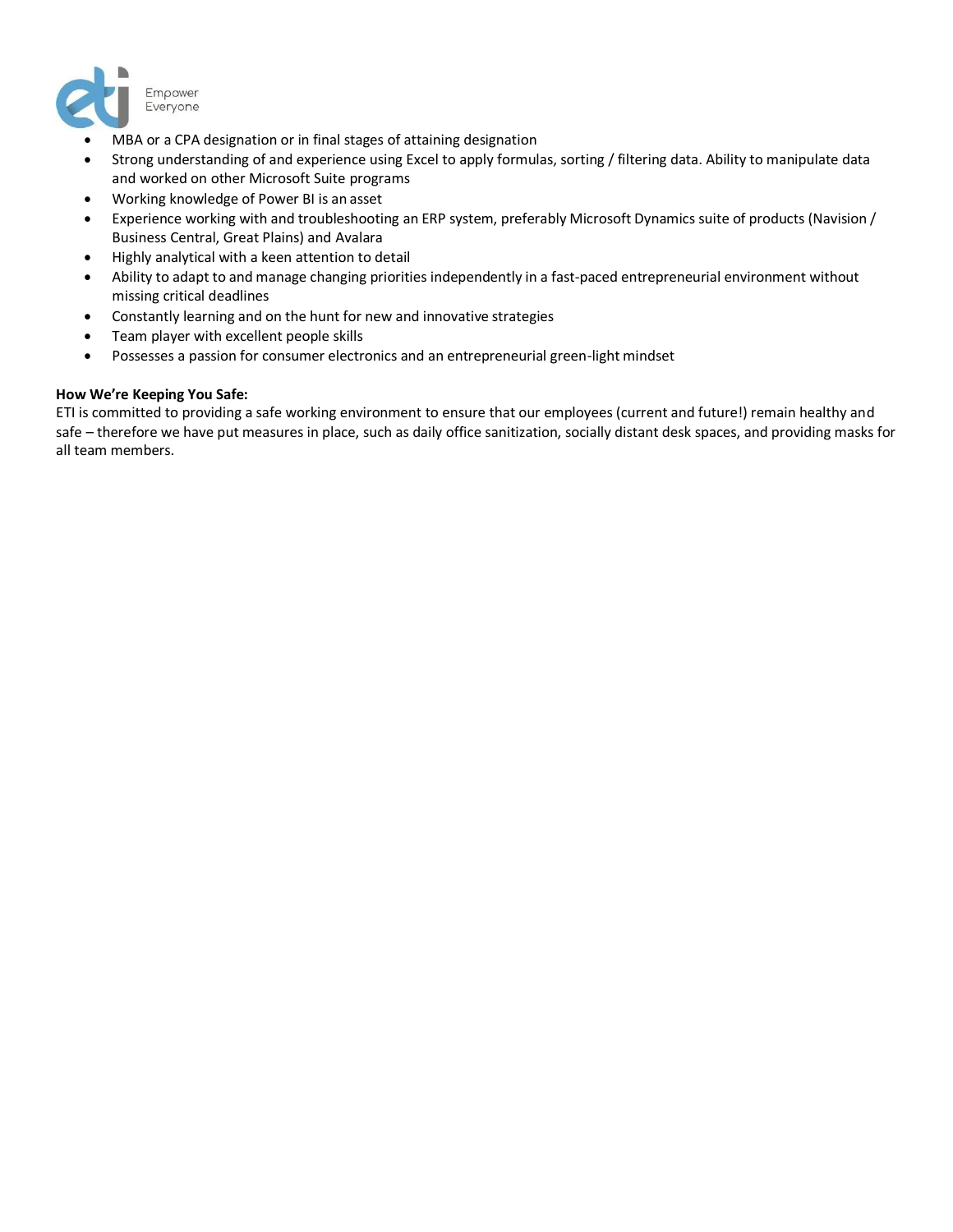- MBA or a CPA designation or in final stages of attaining designation
- Strong understanding of and experience using Excel to apply formulas, sorting / filtering data. Ability to manipulate data and worked on other Microsoft Suite programs
- Working knowledge of Power BI is an asset
- Experience working with and troubleshooting an ERP system, preferably Microsoft Dynamics suite of products (Navision / Business Central, Great Plains) and Avalara
- Highly analytical with a keen attention to detail
- Ability to adapt to and manage changing priorities independently in a fast-paced entrepreneurial environment without missing critical deadlines
- Constantly learning and on the hunt for new and innovative strategies
- Team player with excellent people skills
- Possesses a passion for consumer electronics and an entrepreneurial green-light mindset

**How We're Keeping You Safe:**
ETI is committed to providing a safe working environment to ensure that our employees (current and future!) remain healthy and safe – therefore we have put measures in place, such as daily office sanitization, socially distant desk spaces, and providing masks for all team members.